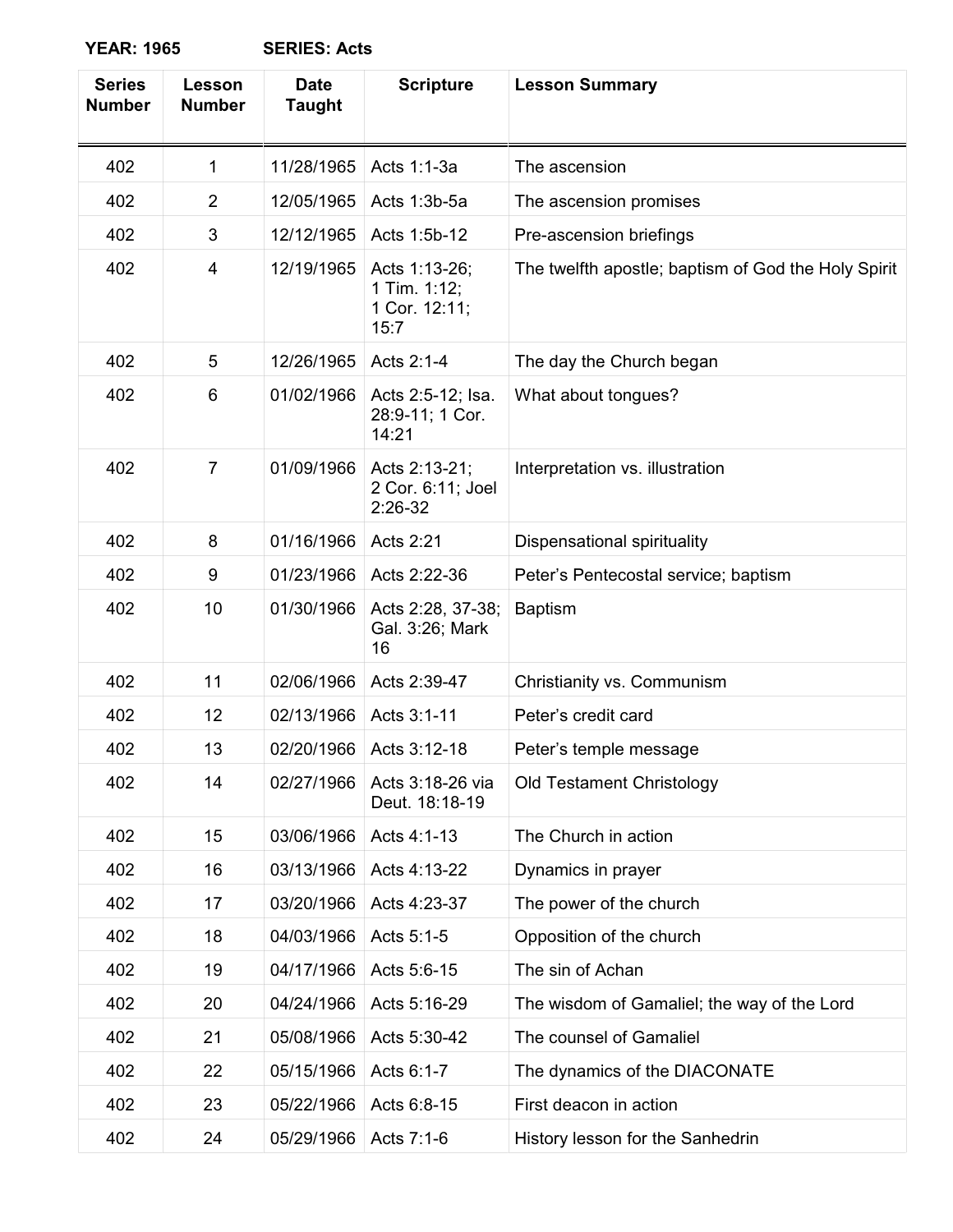**YEAR: 1965** **SERIES: Acts**

| Series Number | Lesson Number | Date Taught | Scripture | Lesson Summary |
|---|---|---|---|---|
| 402 | 1 | 11/28/1965 | Acts 1:1-3a | The ascension |
| 402 | 2 | 12/05/1965 | Acts 1:3b-5a | The ascension promises |
| 402 | 3 | 12/12/1965 | Acts 1:5b-12 | Pre-ascension briefings |
| 402 | 4 | 12/19/1965 | Acts 1:13-26; 1 Tim. 1:12; 1 Cor. 12:11; 15:7 | The twelfth apostle; baptism of God the Holy Spirit |
| 402 | 5 | 12/26/1965 | Acts 2:1-4 | The day the Church began |
| 402 | 6 | 01/02/1966 | Acts 2:5-12; Isa. 28:9-11; 1 Cor. 14:21 | What about tongues? |
| 402 | 7 | 01/09/1966 | Acts 2:13-21; 2 Cor. 6:11; Joel 2:26-32 | Interpretation vs. illustration |
| 402 | 8 | 01/16/1966 | Acts 2:21 | Dispensational spirituality |
| 402 | 9 | 01/23/1966 | Acts 2:22-36 | Peter's Pentecostal service; baptism |
| 402 | 10 | 01/30/1966 | Acts 2:28, 37-38; Gal. 3:26; Mark 16 | Baptism |
| 402 | 11 | 02/06/1966 | Acts 2:39-47 | Christianity vs. Communism |
| 402 | 12 | 02/13/1966 | Acts 3:1-11 | Peter's credit card |
| 402 | 13 | 02/20/1966 | Acts 3:12-18 | Peter's temple message |
| 402 | 14 | 02/27/1966 | Acts 3:18-26 via Deut. 18:18-19 | Old Testament Christology |
| 402 | 15 | 03/06/1966 | Acts 4:1-13 | The Church in action |
| 402 | 16 | 03/13/1966 | Acts 4:13-22 | Dynamics in prayer |
| 402 | 17 | 03/20/1966 | Acts 4:23-37 | The power of the church |
| 402 | 18 | 04/03/1966 | Acts 5:1-5 | Opposition of the church |
| 402 | 19 | 04/17/1966 | Acts 5:6-15 | The sin of Achan |
| 402 | 20 | 04/24/1966 | Acts 5:16-29 | The wisdom of Gamaliel; the way of the Lord |
| 402 | 21 | 05/08/1966 | Acts 5:30-42 | The counsel of Gamaliel |
| 402 | 22 | 05/15/1966 | Acts 6:1-7 | The dynamics of the DIACONATE |
| 402 | 23 | 05/22/1966 | Acts 6:8-15 | First deacon in action |
| 402 | 24 | 05/29/1966 | Acts 7:1-6 | History lesson for the Sanhedrin |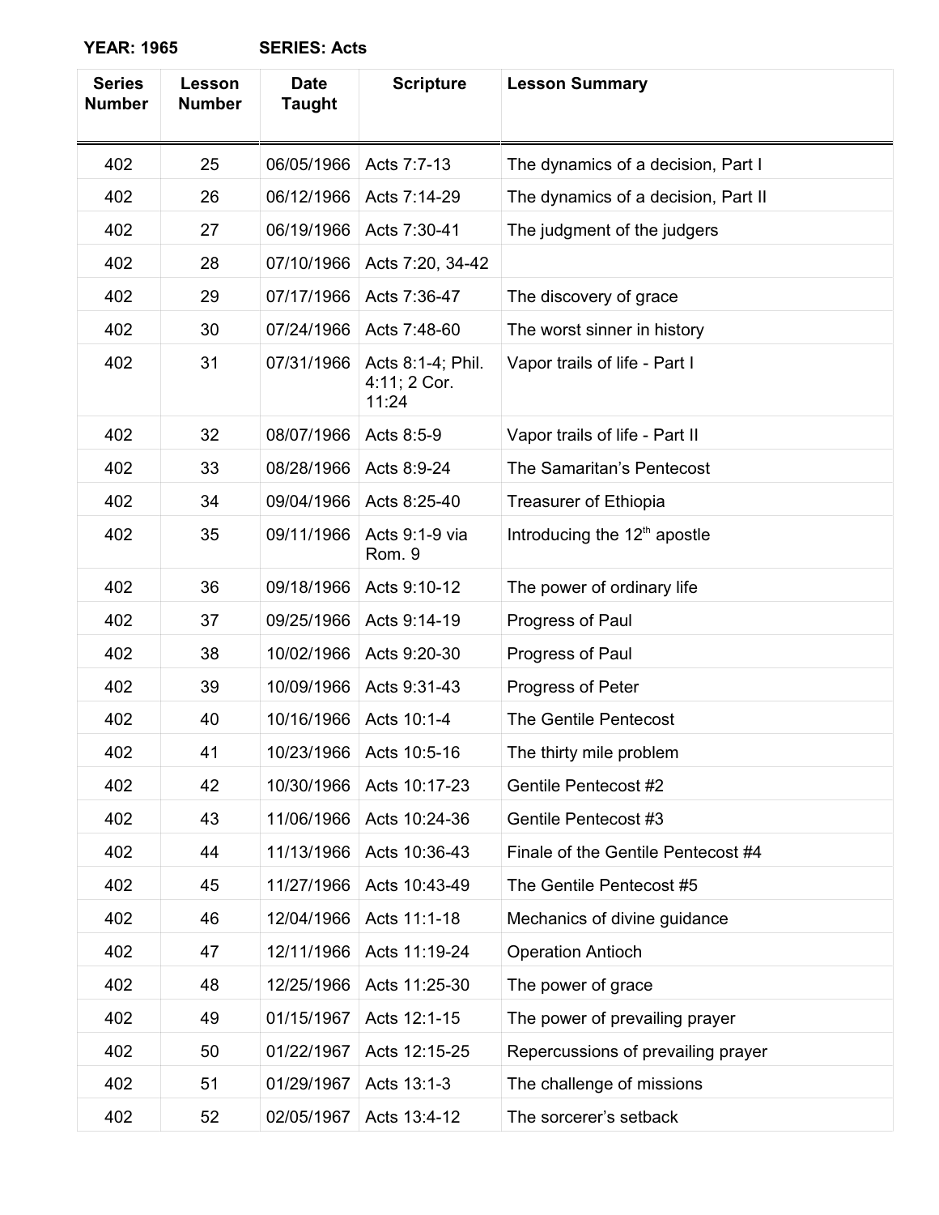**YEAR: 1965** **SERIES: Acts**

| Series Number | Lesson Number | Date Taught | Scripture | Lesson Summary |
|---|---|---|---|---|
| 402 | 25 | 06/05/1966 | Acts 7:7-13 | The dynamics of a decision, Part I |
| 402 | 26 | 06/12/1966 | Acts 7:14-29 | The dynamics of a decision, Part II |
| 402 | 27 | 06/19/1966 | Acts 7:30-41 | The judgment of the judgers |
| 402 | 28 | 07/10/1966 | Acts 7:20, 34-42 | |
| 402 | 29 | 07/17/1966 | Acts 7:36-47 | The discovery of grace |
| 402 | 30 | 07/24/1966 | Acts 7:48-60 | The worst sinner in history |
| 402 | 31 | 07/31/1966 | Acts 8:1-4; Phil. 4:11; 2 Cor. 11:24 | Vapor trails of life - Part I |
| 402 | 32 | 08/07/1966 | Acts 8:5-9 | Vapor trails of life - Part II |
| 402 | 33 | 08/28/1966 | Acts 8:9-24 | The Samaritan's Pentecost |
| 402 | 34 | 09/04/1966 | Acts 8:25-40 | Treasurer of Ethiopia |
| 402 | 35 | 09/11/1966 | Acts 9:1-9 via Rom. 9 | Introducing the 12th apostle |
| 402 | 36 | 09/18/1966 | Acts 9:10-12 | The power of ordinary life |
| 402 | 37 | 09/25/1966 | Acts 9:14-19 | Progress of Paul |
| 402 | 38 | 10/02/1966 | Acts 9:20-30 | Progress of Paul |
| 402 | 39 | 10/09/1966 | Acts 9:31-43 | Progress of Peter |
| 402 | 40 | 10/16/1966 | Acts 10:1-4 | The Gentile Pentecost |
| 402 | 41 | 10/23/1966 | Acts 10:5-16 | The thirty mile problem |
| 402 | 42 | 10/30/1966 | Acts 10:17-23 | Gentile Pentecost #2 |
| 402 | 43 | 11/06/1966 | Acts 10:24-36 | Gentile Pentecost #3 |
| 402 | 44 | 11/13/1966 | Acts 10:36-43 | Finale of the Gentile Pentecost #4 |
| 402 | 45 | 11/27/1966 | Acts 10:43-49 | The Gentile Pentecost #5 |
| 402 | 46 | 12/04/1966 | Acts 11:1-18 | Mechanics of divine guidance |
| 402 | 47 | 12/11/1966 | Acts 11:19-24 | Operation Antioch |
| 402 | 48 | 12/25/1966 | Acts 11:25-30 | The power of grace |
| 402 | 49 | 01/15/1967 | Acts 12:1-15 | The power of prevailing prayer |
| 402 | 50 | 01/22/1967 | Acts 12:15-25 | Repercussions of prevailing prayer |
| 402 | 51 | 01/29/1967 | Acts 13:1-3 | The challenge of missions |
| 402 | 52 | 02/05/1967 | Acts 13:4-12 | The sorcerer's setback |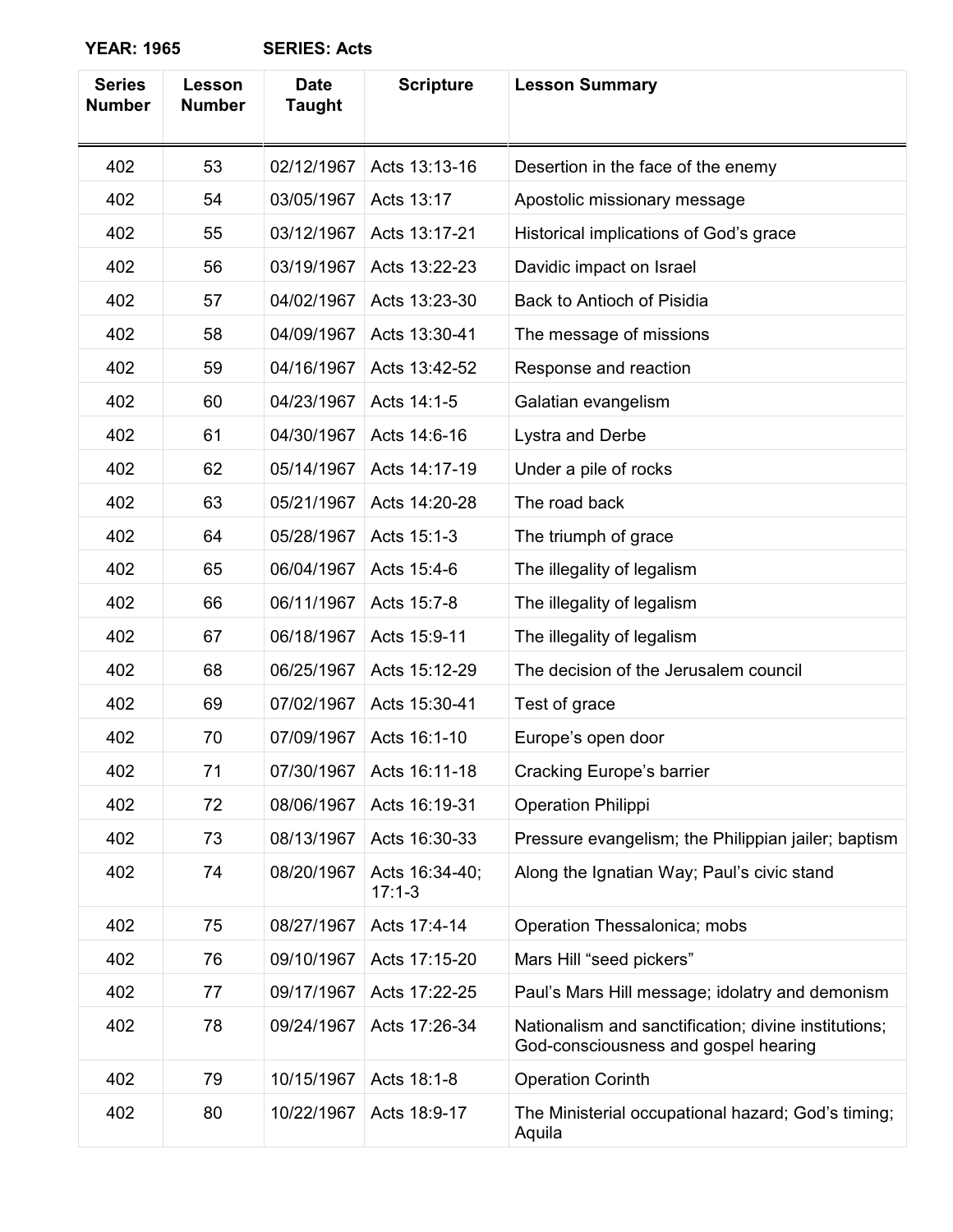**YEAR: 1965 SERIES: Acts**

| Series Number | Lesson Number | Date Taught | Scripture | Lesson Summary |
|---|---|---|---|---|
| 402 | 53 | 02/12/1967 | Acts 13:13-16 | Desertion in the face of the enemy |
| 402 | 54 | 03/05/1967 | Acts 13:17 | Apostolic missionary message |
| 402 | 55 | 03/12/1967 | Acts 13:17-21 | Historical implications of God's grace |
| 402 | 56 | 03/19/1967 | Acts 13:22-23 | Davidic impact on Israel |
| 402 | 57 | 04/02/1967 | Acts 13:23-30 | Back to Antioch of Pisidia |
| 402 | 58 | 04/09/1967 | Acts 13:30-41 | The message of missions |
| 402 | 59 | 04/16/1967 | Acts 13:42-52 | Response and reaction |
| 402 | 60 | 04/23/1967 | Acts 14:1-5 | Galatian evangelism |
| 402 | 61 | 04/30/1967 | Acts 14:6-16 | Lystra and Derbe |
| 402 | 62 | 05/14/1967 | Acts 14:17-19 | Under a pile of rocks |
| 402 | 63 | 05/21/1967 | Acts 14:20-28 | The road back |
| 402 | 64 | 05/28/1967 | Acts 15:1-3 | The triumph of grace |
| 402 | 65 | 06/04/1967 | Acts 15:4-6 | The illegality of legalism |
| 402 | 66 | 06/11/1967 | Acts 15:7-8 | The illegality of legalism |
| 402 | 67 | 06/18/1967 | Acts 15:9-11 | The illegality of legalism |
| 402 | 68 | 06/25/1967 | Acts 15:12-29 | The decision of the Jerusalem council |
| 402 | 69 | 07/02/1967 | Acts 15:30-41 | Test of grace |
| 402 | 70 | 07/09/1967 | Acts 16:1-10 | Europe's open door |
| 402 | 71 | 07/30/1967 | Acts 16:11-18 | Cracking Europe's barrier |
| 402 | 72 | 08/06/1967 | Acts 16:19-31 | Operation Philippi |
| 402 | 73 | 08/13/1967 | Acts 16:30-33 | Pressure evangelism; the Philippian jailer; baptism |
| 402 | 74 | 08/20/1967 | Acts 16:34-40; 17:1-3 | Along the Ignatian Way; Paul's civic stand |
| 402 | 75 | 08/27/1967 | Acts 17:4-14 | Operation Thessalonica; mobs |
| 402 | 76 | 09/10/1967 | Acts 17:15-20 | Mars Hill "seed pickers" |
| 402 | 77 | 09/17/1967 | Acts 17:22-25 | Paul's Mars Hill message; idolatry and demonism |
| 402 | 78 | 09/24/1967 | Acts 17:26-34 | Nationalism and sanctification; divine institutions; God-consciousness and gospel hearing |
| 402 | 79 | 10/15/1967 | Acts 18:1-8 | Operation Corinth |
| 402 | 80 | 10/22/1967 | Acts 18:9-17 | The Ministerial occupational hazard; God's timing; Aquila |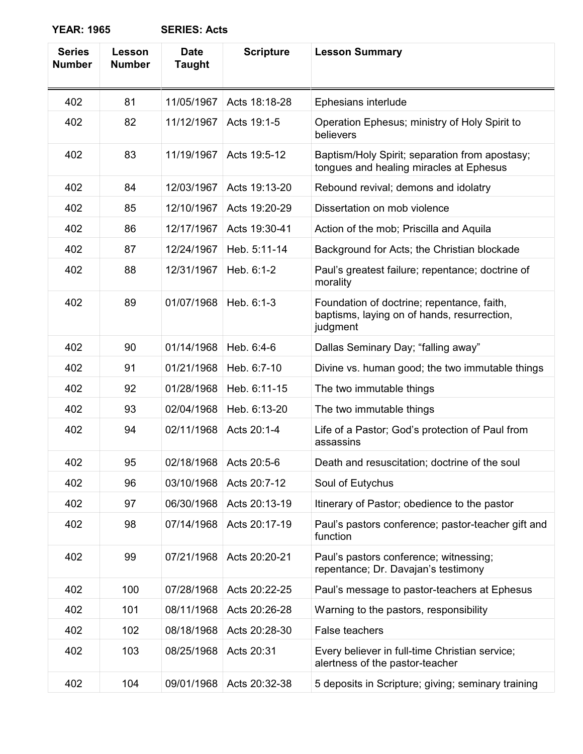**YEAR: 1965 SERIES: Acts**

| Series Number | Lesson Number | Date Taught | Scripture | Lesson Summary |
|---|---|---|---|---|
| 402 | 81 | 11/05/1967 | Acts 18:18-28 | Ephesians interlude |
| 402 | 82 | 11/12/1967 | Acts 19:1-5 | Operation Ephesus; ministry of Holy Spirit to believers |
| 402 | 83 | 11/19/1967 | Acts 19:5-12 | Baptism/Holy Spirit; separation from apostasy; tongues and healing miracles at Ephesus |
| 402 | 84 | 12/03/1967 | Acts 19:13-20 | Rebound revival; demons and idolatry |
| 402 | 85 | 12/10/1967 | Acts 19:20-29 | Dissertation on mob violence |
| 402 | 86 | 12/17/1967 | Acts 19:30-41 | Action of the mob; Priscilla and Aquila |
| 402 | 87 | 12/24/1967 | Heb. 5:11-14 | Background for Acts; the Christian blockade |
| 402 | 88 | 12/31/1967 | Heb. 6:1-2 | Paul's greatest failure; repentance; doctrine of morality |
| 402 | 89 | 01/07/1968 | Heb. 6:1-3 | Foundation of doctrine; repentance, faith, baptisms, laying on of hands, resurrection, judgment |
| 402 | 90 | 01/14/1968 | Heb. 6:4-6 | Dallas Seminary Day; "falling away" |
| 402 | 91 | 01/21/1968 | Heb. 6:7-10 | Divine vs. human good; the two immutable things |
| 402 | 92 | 01/28/1968 | Heb. 6:11-15 | The two immutable things |
| 402 | 93 | 02/04/1968 | Heb. 6:13-20 | The two immutable things |
| 402 | 94 | 02/11/1968 | Acts 20:1-4 | Life of a Pastor; God's protection of Paul from assassins |
| 402 | 95 | 02/18/1968 | Acts 20:5-6 | Death and resuscitation; doctrine of the soul |
| 402 | 96 | 03/10/1968 | Acts 20:7-12 | Soul of Eutychus |
| 402 | 97 | 06/30/1968 | Acts 20:13-19 | Itinerary of Pastor; obedience to the pastor |
| 402 | 98 | 07/14/1968 | Acts 20:17-19 | Paul's pastors conference; pastor-teacher gift and function |
| 402 | 99 | 07/21/1968 | Acts 20:20-21 | Paul's pastors conference; witnessing; repentance; Dr. Davajan's testimony |
| 402 | 100 | 07/28/1968 | Acts 20:22-25 | Paul's message to pastor-teachers at Ephesus |
| 402 | 101 | 08/11/1968 | Acts 20:26-28 | Warning to the pastors, responsibility |
| 402 | 102 | 08/18/1968 | Acts 20:28-30 | False teachers |
| 402 | 103 | 08/25/1968 | Acts 20:31 | Every believer in full-time Christian service; alertness of the pastor-teacher |
| 402 | 104 | 09/01/1968 | Acts 20:32-38 | 5 deposits in Scripture; giving; seminary training |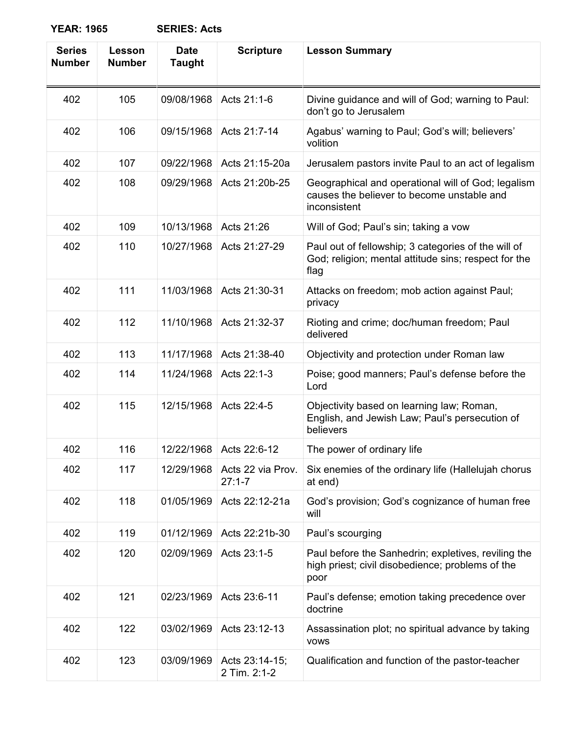**YEAR: 1965** **SERIES: Acts**

| Series Number | Lesson Number | Date Taught | Scripture | Lesson Summary |
|---|---|---|---|---|
| 402 | 105 | 09/08/1968 | Acts 21:1-6 | Divine guidance and will of God; warning to Paul: don't go to Jerusalem |
| 402 | 106 | 09/15/1968 | Acts 21:7-14 | Agabus' warning to Paul; God's will; believers' volition |
| 402 | 107 | 09/22/1968 | Acts 21:15-20a | Jerusalem pastors invite Paul to an act of legalism |
| 402 | 108 | 09/29/1968 | Acts 21:20b-25 | Geographical and operational will of God; legalism causes the believer to become unstable and inconsistent |
| 402 | 109 | 10/13/1968 | Acts 21:26 | Will of God; Paul's sin; taking a vow |
| 402 | 110 | 10/27/1968 | Acts 21:27-29 | Paul out of fellowship; 3 categories of the will of God; religion; mental attitude sins; respect for the flag |
| 402 | 111 | 11/03/1968 | Acts 21:30-31 | Attacks on freedom; mob action against Paul; privacy |
| 402 | 112 | 11/10/1968 | Acts 21:32-37 | Rioting and crime; doc/human freedom; Paul delivered |
| 402 | 113 | 11/17/1968 | Acts 21:38-40 | Objectivity and protection under Roman law |
| 402 | 114 | 11/24/1968 | Acts 22:1-3 | Poise; good manners; Paul's defense before the Lord |
| 402 | 115 | 12/15/1968 | Acts 22:4-5 | Objectivity based on learning law; Roman, English, and Jewish Law; Paul's persecution of believers |
| 402 | 116 | 12/22/1968 | Acts 22:6-12 | The power of ordinary life |
| 402 | 117 | 12/29/1968 | Acts 22 via Prov. 27:1-7 | Six enemies of the ordinary life (Hallelujah chorus at end) |
| 402 | 118 | 01/05/1969 | Acts 22:12-21a | God's provision; God's cognizance of human free will |
| 402 | 119 | 01/12/1969 | Acts 22:21b-30 | Paul's scourging |
| 402 | 120 | 02/09/1969 | Acts 23:1-5 | Paul before the Sanhedrin; expletives, reviling the high priest; civil disobedience; problems of the poor |
| 402 | 121 | 02/23/1969 | Acts 23:6-11 | Paul's defense; emotion taking precedence over doctrine |
| 402 | 122 | 03/02/1969 | Acts 23:12-13 | Assassination plot; no spiritual advance by taking vows |
| 402 | 123 | 03/09/1969 | Acts 23:14-15; 2 Tim. 2:1-2 | Qualification and function of the pastor-teacher |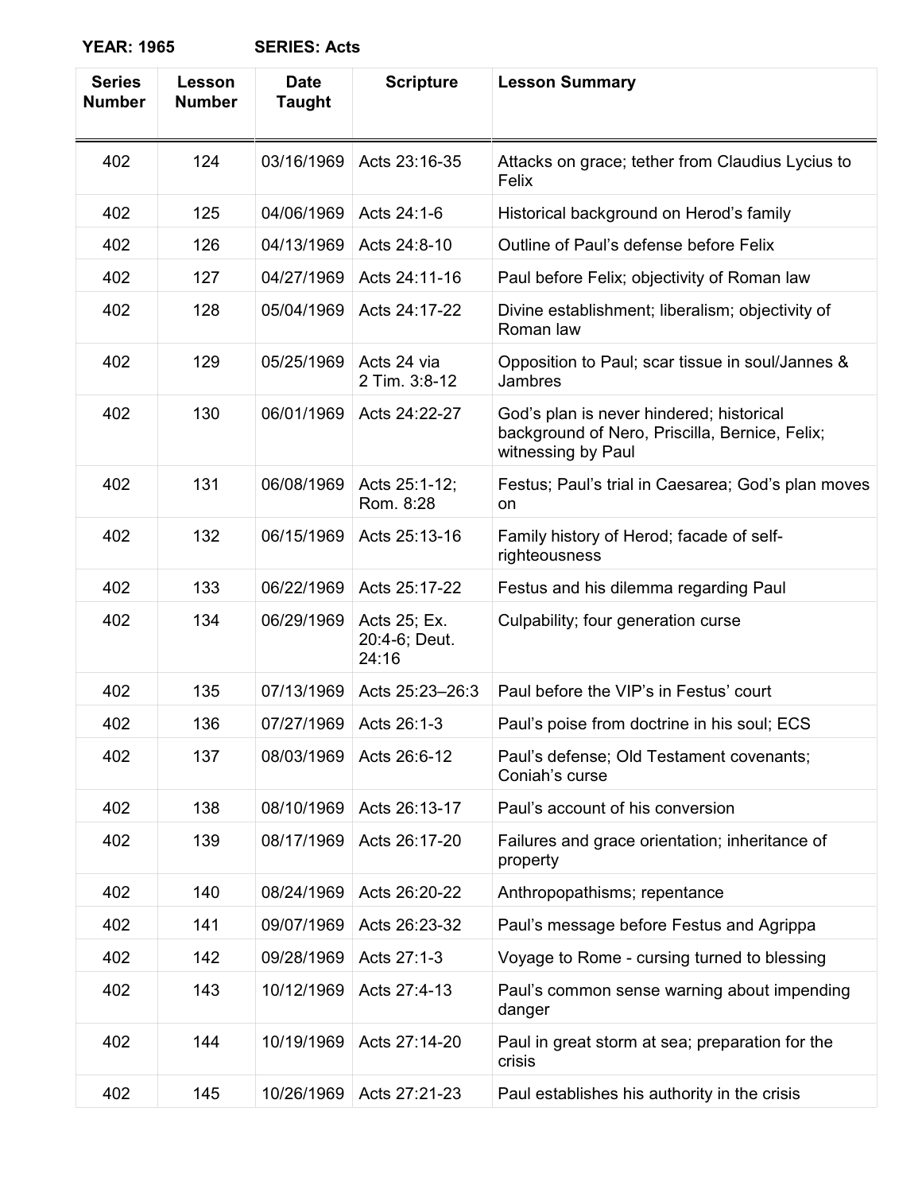**YEAR: 1965** **SERIES: Acts**

| Series Number | Lesson Number | Date Taught | Scripture | Lesson Summary |
|---|---|---|---|---|
| 402 | 124 | 03/16/1969 | Acts 23:16-35 | Attacks on grace; tether from Claudius Lycius to Felix |
| 402 | 125 | 04/06/1969 | Acts 24:1-6 | Historical background on Herod's family |
| 402 | 126 | 04/13/1969 | Acts 24:8-10 | Outline of Paul's defense before Felix |
| 402 | 127 | 04/27/1969 | Acts 24:11-16 | Paul before Felix; objectivity of Roman law |
| 402 | 128 | 05/04/1969 | Acts 24:17-22 | Divine establishment; liberalism; objectivity of Roman law |
| 402 | 129 | 05/25/1969 | Acts 24 via 2 Tim. 3:8-12 | Opposition to Paul; scar tissue in soul/Jannes & Jambres |
| 402 | 130 | 06/01/1969 | Acts 24:22-27 | God's plan is never hindered; historical background of Nero, Priscilla, Bernice, Felix; witnessing by Paul |
| 402 | 131 | 06/08/1969 | Acts 25:1-12; Rom. 8:28 | Festus; Paul's trial in Caesarea; God's plan moves on |
| 402 | 132 | 06/15/1969 | Acts 25:13-16 | Family history of Herod; facade of self-righteousness |
| 402 | 133 | 06/22/1969 | Acts 25:17-22 | Festus and his dilemma regarding Paul |
| 402 | 134 | 06/29/1969 | Acts 25; Ex. 20:4-6; Deut. 24:16 | Culpability; four generation curse |
| 402 | 135 | 07/13/1969 | Acts 25:23–26:3 | Paul before the VIP's in Festus' court |
| 402 | 136 | 07/27/1969 | Acts 26:1-3 | Paul's poise from doctrine in his soul; ECS |
| 402 | 137 | 08/03/1969 | Acts 26:6-12 | Paul's defense; Old Testament covenants; Coniah's curse |
| 402 | 138 | 08/10/1969 | Acts 26:13-17 | Paul's account of his conversion |
| 402 | 139 | 08/17/1969 | Acts 26:17-20 | Failures and grace orientation; inheritance of property |
| 402 | 140 | 08/24/1969 | Acts 26:20-22 | Anthropopathisms; repentance |
| 402 | 141 | 09/07/1969 | Acts 26:23-32 | Paul's message before Festus and Agrippa |
| 402 | 142 | 09/28/1969 | Acts 27:1-3 | Voyage to Rome - cursing turned to blessing |
| 402 | 143 | 10/12/1969 | Acts 27:4-13 | Paul's common sense warning about impending danger |
| 402 | 144 | 10/19/1969 | Acts 27:14-20 | Paul in great storm at sea; preparation for the crisis |
| 402 | 145 | 10/26/1969 | Acts 27:21-23 | Paul establishes his authority in the crisis |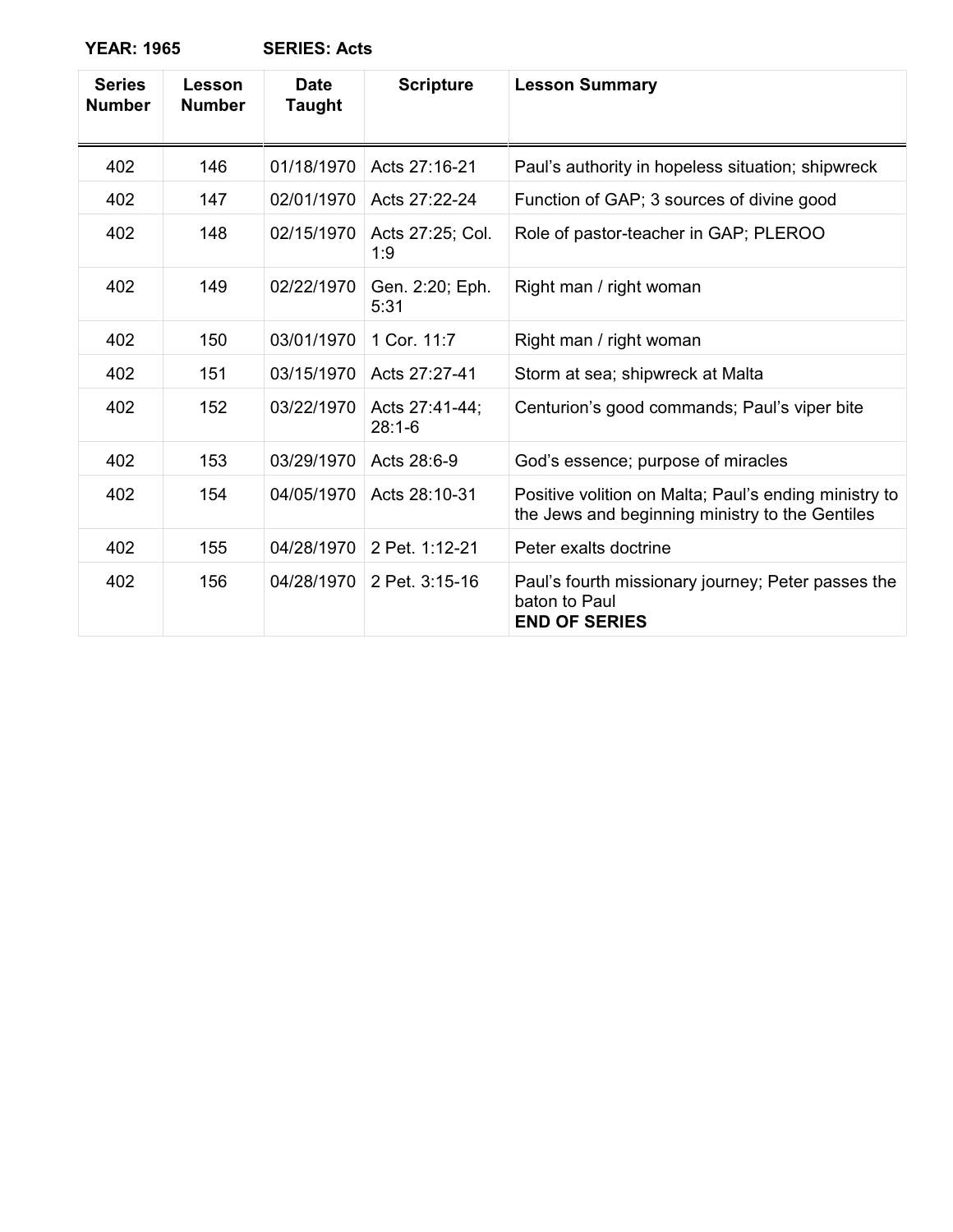**YEAR: 1965 SERIES: Acts**

| Series Number | Lesson Number | Date Taught | Scripture | Lesson Summary |
|---|---|---|---|---|
| 402 | 146 | 01/18/1970 | Acts 27:16-21 | Paul's authority in hopeless situation; shipwreck |
| 402 | 147 | 02/01/1970 | Acts 27:22-24 | Function of GAP; 3 sources of divine good |
| 402 | 148 | 02/15/1970 | Acts 27:25; Col. 1:9 | Role of pastor-teacher in GAP; PLEROO |
| 402 | 149 | 02/22/1970 | Gen. 2:20; Eph. 5:31 | Right man / right woman |
| 402 | 150 | 03/01/1970 | 1 Cor. 11:7 | Right man / right woman |
| 402 | 151 | 03/15/1970 | Acts 27:27-41 | Storm at sea; shipwreck at Malta |
| 402 | 152 | 03/22/1970 | Acts 27:41-44; 28:1-6 | Centurion's good commands; Paul's viper bite |
| 402 | 153 | 03/29/1970 | Acts 28:6-9 | God's essence; purpose of miracles |
| 402 | 154 | 04/05/1970 | Acts 28:10-31 | Positive volition on Malta; Paul's ending ministry to the Jews and beginning ministry to the Gentiles |
| 402 | 155 | 04/28/1970 | 2 Pet. 1:12-21 | Peter exalts doctrine |
| 402 | 156 | 04/28/1970 | 2 Pet. 3:15-16 | Paul's fourth missionary journey; Peter passes the baton to Paul **END OF SERIES** |